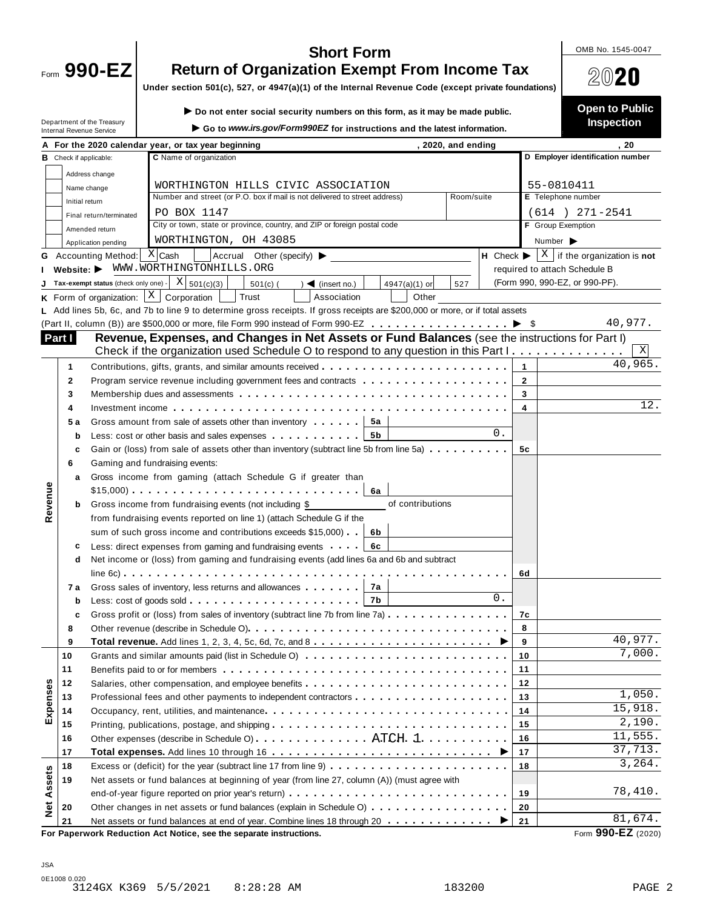Form **990-EZ**

# Short Form
# Return of Organization Exempt From Income Tax

**Under section 501(c), 527, or 4947(a)(1) of the Internal Revenue Code (except private foundations)**

▶ **Do not enter social security numbers on this form, as it may be made public.**

▶ **Go to *www.irs.gov/Form990EZ* for instructions and the latest information.**

Department of the Treasury
Internal Revenue Service

OMB No. 1545-0047

**2020**

**Open to Public Inspection**

**A** For the 2020 calendar year, or tax year beginning , 2020, and ending , 20

**B** Check if applicable:
- Address change
- Name change
- Initial return
- Final return/terminated
- Amended return
- Application pending

**C** Name of organization: WORTHINGTON HILLS CIVIC ASSOCIATION

Number and street (or P.O. box if mail is not delivered to street address): PO BOX 1147 Room/suite

City or town, state or province, country, and ZIP or foreign postal code: WORTHINGTON, OH 43085

**D** Employer identification number: 55-0810411

**E** Telephone number: (614 ) 271-2541

**F** Group Exemption Number ▶

**G** Accounting Method: [X] Cash [ ] Accrual Other (specify) ▶

**H** Check ▶ [X] if the organization is **not** required to attach Schedule B (Form 990, 990-EZ, or 990-PF).

**I** Website: ▶ WWW.WORTHINGTONHILLS.ORG

**J** Tax-exempt status (check only one) - [X] 501(c)(3) [ ] 501(c) ( ) ◀ (insert no.) [ ] 4947(a)(1) or [ ] 527

**K** Form of organization: [X] Corporation [ ] Trust [ ] Association [ ] Other

**L** Add lines 5b, 6c, and 7b to line 9 to determine gross receipts. If gross receipts are $200,000 or more, or if total assets (Part II, column (B)) are $500,000 or more, file Form 990 instead of Form 990-EZ . . . . . . . . ▶ $ 40,977.

## Part I Revenue, Expenses, and Changes in Net Assets or Fund Balances (see the instructions for Part I)

Check if the organization used Schedule O to respond to any question in this Part I . . . . . [X]

| Section | Line | Description | Sub-line | Sub-amount | Line No. | Amount |
|---|---|---|---|---|---|---|
| Revenue | 1 | Contributions, gifts, grants, and similar amounts received | | | 1 | 40,965. |
| | 2 | Program service revenue including government fees and contracts | | | 2 | |
| | 3 | Membership dues and assessments | | | 3 | |
| | 4 | Investment income | | | 4 | 12. |
| | 5a | Gross amount from sale of assets other than inventory | 5a | | | |
| | b | Less: cost or other basis and sales expenses | 5b | 0. | | |
| | c | Gain or (loss) from sale of assets other than inventory (subtract line 5b from line 5a) | | | 5c | |
| | 6 | Gaming and fundraising events: | | | | |
| | a | Gross income from gaming (attach Schedule G if greater than $15,000) | 6a | | | |
| | b | Gross income from fundraising events (not including $ of contributions from fundraising events reported on line 1) (attach Schedule G if the sum of such gross income and contributions exceeds $15,000) | 6b | | | |
| | c | Less: direct expenses from gaming and fundraising events | 6c | | | |
| | d | Net income or (loss) from gaming and fundraising events (add lines 6a and 6b and subtract line 6c) | | | 6d | |
| | 7a | Gross sales of inventory, less returns and allowances | 7a | | | |
| | b | Less: cost of goods sold | 7b | 0. | | |
| | c | Gross profit or (loss) from sales of inventory (subtract line 7b from line 7a) | | | 7c | |
| | 8 | Other revenue (describe in Schedule O) | | | 8 | |
| | 9 | **Total revenue.** Add lines 1, 2, 3, 4, 5c, 6d, 7c, and 8 ▶ | | | 9 | 40,977. |
| Expenses | 10 | Grants and similar amounts paid (list in Schedule O) | | | 10 | 7,000. |
| | 11 | Benefits paid to or for members | | | 11 | |
| | 12 | Salaries, other compensation, and employee benefits | | | 12 | |
| | 13 | Professional fees and other payments to independent contractors | | | 13 | 1,050. |
| | 14 | Occupancy, rent, utilities, and maintenance | | | 14 | 15,918. |
| | 15 | Printing, publications, postage, and shipping | | | 15 | 2,190. |
| | 16 | Other expenses (describe in Schedule O) ATCH 1 | | | 16 | 11,555. |
| | 17 | **Total expenses.** Add lines 10 through 16 ▶ | | | 17 | 37,713. |
| Net Assets | 18 | Excess or (deficit) for the year (subtract line 17 from line 9) | | | 18 | 3,264. |
| | 19 | Net assets or fund balances at beginning of year (from line 27, column (A)) (must agree with end-of-year figure reported on prior year's return) | | | 19 | 78,410. |
| | 20 | Other changes in net assets or fund balances (explain in Schedule O) | | | 20 | |
| | 21 | Net assets or fund balances at end of year. Combine lines 18 through 20 ▶ | | | 21 | 81,674. |

**For Paperwork Reduction Act Notice, see the separate instructions.**

Form **990-EZ** (2020)

JSA
0E1008 0.020
3124GX K369 5/5/2021 8:28:28 AM 183200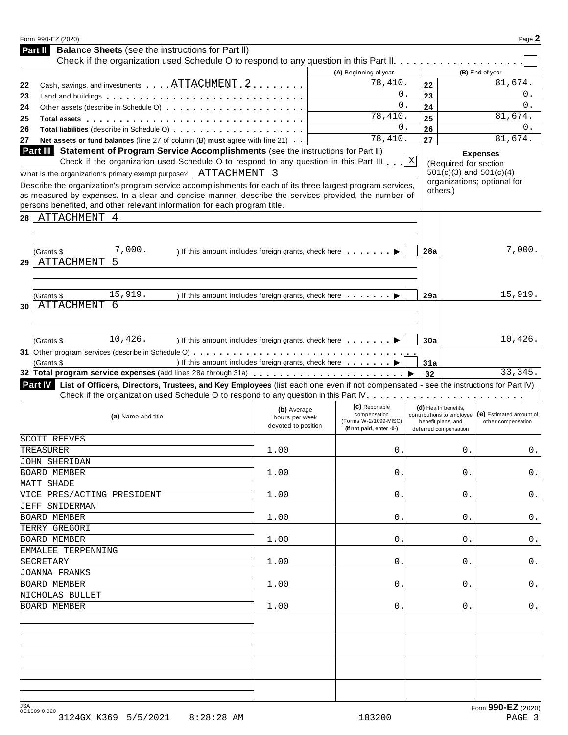Form 990-EZ (2020) Page 2

**Part II** **Balance Sheets** (see the instructions for Part II)

Check if the organization used Schedule O to respond to any question in this Part II. . . . . . . . . . . . . . . . . . . . ☐

| | | (A) Beginning of year | | (B) End of year |
|---|---|---|---|---|
| 22 | Cash, savings, and investments . . . ATTACHMENT 2 | 78,410. | 22 | 81,674. |
| 23 | Land and buildings | 0. | 23 | 0. |
| 24 | Other assets (describe in Schedule O) | 0. | 24 | 0. |
| 25 | **Total assets** | 78,410. | 25 | 81,674. |
| 26 | **Total liabilities** (describe in Schedule O) | 0. | 26 | 0. |
| 27 | **Net assets or fund balances** (line 27 of column (B) **must** agree with line 21) | 78,410. | 27 | 81,674. |

**Part III** **Statement of Program Service Accomplishments** (see the instructions for Part III)

Check if the organization used Schedule O to respond to any question in this Part III . . . ☒

**Expenses** (Required for section 501(c)(3) and 501(c)(4) organizations; optional for others.)

What is the organization's primary exempt purpose? ATTACHMENT 3

Describe the organization's program service accomplishments for each of its three largest program services, as measured by expenses. In a clear and concise manner, describe the services provided, the number of persons benefited, and other relevant information for each program title.

| | | | Expenses |
|---|---|---|---|
| 28 | ATTACHMENT 4 (Grants $ 7,000. ) If this amount includes foreign grants, check here ☐ | 28a | 7,000. |
| 29 | ATTACHMENT 5 (Grants $ 15,919. ) If this amount includes foreign grants, check here ☐ | 29a | 15,919. |
| 30 | ATTACHMENT 6 (Grants $ 10,426. ) If this amount includes foreign grants, check here ☐ | 30a | 10,426. |
| 31 | Other program services (describe in Schedule O) (Grants $ ) If this amount includes foreign grants, check here ☐ | 31a | |
| 32 | **Total program service expenses** (add lines 28a through 31a) | 32 | 33,345. |

**Part IV** **List of Officers, Directors, Trustees, and Key Employees** (list each one even if not compensated - see the instructions for Part IV)

Check if the organization used Schedule O to respond to any question in this Part IV. . . . . . . . . . . . . . . . . . . . . . . ☐

| (a) Name and title | (b) Average hours per week devoted to position | (c) Reportable compensation (Forms W-2/1099-MISC) (if not paid, enter -0-) | (d) Health benefits, contributions to employee benefit plans, and deferred compensation | (e) Estimated amount of other compensation |
|---|---|---|---|---|
| SCOTT REEVES<br>TREASURER | 1.00 | 0. | 0. | 0. |
| JOHN SHERIDAN<br>BOARD MEMBER | 1.00 | 0. | 0. | 0. |
| MATT SHADE<br>VICE PRES/ACTING PRESIDENT | 1.00 | 0. | 0. | 0. |
| JEFF SNIDERMAN<br>BOARD MEMBER | 1.00 | 0. | 0. | 0. |
| TERRY GREGORI<br>BOARD MEMBER | 1.00 | 0. | 0. | 0. |
| EMMALEE TERPENNING<br>SECRETARY | 1.00 | 0. | 0. | 0. |
| JOANNA FRANKS<br>BOARD MEMBER | 1.00 | 0. | 0. | 0. |
| NICHOLAS BULLET<br>BOARD MEMBER | 1.00 | 0. | 0. | 0. |

JSA 0E1009 0.020

3124GX K369 5/5/2021 8:28:28 AM 183200

Form **990-EZ** (2020)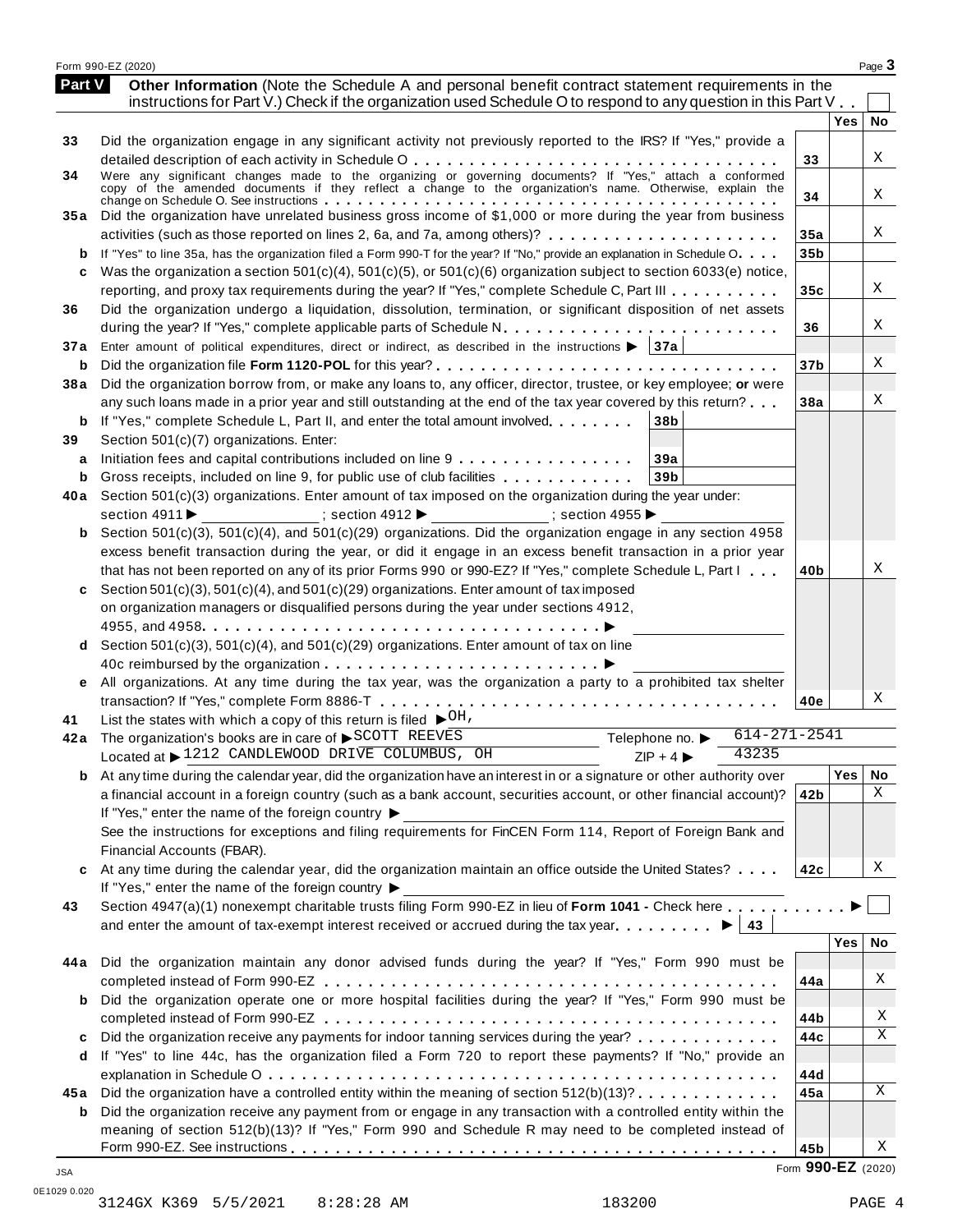Form 990-EZ (2020)

**Part V** **Other Information** (Note the Schedule A and personal benefit contract statement requirements in the instructions for Part V.) Check if the organization used Schedule O to respond to any question in this Part V . . ☐

| | | | Yes | No |
|---|---|---|---|---|
| 33 | Did the organization engage in any significant activity not previously reported to the IRS? If "Yes," provide a detailed description of each activity in Schedule O | 33 | | X |
| 34 | Were any significant changes made to the organizing or governing documents? If "Yes," attach a conformed copy of the amended documents if they reflect a change to the organization's name. Otherwise, explain the change on Schedule O. See instructions | 34 | | X |
| 35a | Did the organization have unrelated business gross income of $1,000 or more during the year from business activities (such as those reported on lines 2, 6a, and 7a, among others)? | 35a | | X |
| b | If "Yes" to line 35a, has the organization filed a Form 990-T for the year? If "No," provide an explanation in Schedule O | 35b | | |
| c | Was the organization a section 501(c)(4), 501(c)(5), or 501(c)(6) organization subject to section 6033(e) notice, reporting, and proxy tax requirements during the year? If "Yes," complete Schedule C, Part III | 35c | | X |
| 36 | Did the organization undergo a liquidation, dissolution, termination, or significant disposition of net assets during the year? If "Yes," complete applicable parts of Schedule N | 36 | | X |
| 37a | Enter amount of political expenditures, direct or indirect, as described in the instructions ▶ 37a | | | |
| b | Did the organization file **Form 1120-POL** for this year? | 37b | | X |
| 38a | Did the organization borrow from, or make any loans to, any officer, director, trustee, or key employee; **or** were any such loans made in a prior year and still outstanding at the end of the tax year covered by this return? | 38a | | X |
| b | If "Yes," complete Schedule L, Part II, and enter the total amount involved 38b | | | |
| 39 | Section 501(c)(7) organizations. Enter: | | | |
| a | Initiation fees and capital contributions included on line 9 39a | | | |
| b | Gross receipts, included on line 9, for public use of club facilities 39b | | | |
| 40a | Section 501(c)(3) organizations. Enter amount of tax imposed on the organization during the year under: section 4911 ▶ ______ ; section 4912 ▶ ______ ; section 4955 ▶ ______ | | | |
| b | Section 501(c)(3), 501(c)(4), and 501(c)(29) organizations. Did the organization engage in any section 4958 excess benefit transaction during the year, or did it engage in an excess benefit transaction in a prior year that has not been reported on any of its prior Forms 990 or 990-EZ? If "Yes," complete Schedule L, Part I | 40b | | X |
| c | Section 501(c)(3), 501(c)(4), and 501(c)(29) organizations. Enter amount of tax imposed on organization managers or disqualified persons during the year under sections 4912, 4955, and 4958 ▶ | | | |
| d | Section 501(c)(3), 501(c)(4), and 501(c)(29) organizations. Enter amount of tax on line 40c reimbursed by the organization ▶ | | | |
| e | All organizations. At any time during the tax year, was the organization a party to a prohibited tax shelter transaction? If "Yes," complete Form 8886-T | 40e | | X |

41 List the states with which a copy of this return is filed ▶ OH,

42a The organization's books are in care of ▶ SCOTT REEVES Telephone no. ▶ 614-271-2541

Located at ▶ 1212 CANDLEWOOD DRIVE COLUMBUS, OH ZIP + 4 ▶ 43235

| | | | Yes | No |
|---|---|---|---|---|
| b | At any time during the calendar year, did the organization have an interest in or a signature or other authority over a financial account in a foreign country (such as a bank account, securities account, or other financial account)? If "Yes," enter the name of the foreign country ▶ See the instructions for exceptions and filing requirements for FinCEN Form 114, Report of Foreign Bank and Financial Accounts (FBAR). | 42b | | X |
| c | At any time during the calendar year, did the organization maintain an office outside the United States? If "Yes," enter the name of the foreign country ▶ | 42c | | X |

43 Section 4947(a)(1) nonexempt charitable trusts filing Form 990-EZ in lieu of **Form 1041 -** Check here ▶ ☐ and enter the amount of tax-exempt interest received or accrued during the tax year ▶ 43

| | | | Yes | No |
|---|---|---|---|---|
| 44a | Did the organization maintain any donor advised funds during the year? If "Yes," Form 990 must be completed instead of Form 990-EZ | 44a | | X |
| b | Did the organization operate one or more hospital facilities during the year? If "Yes," Form 990 must be completed instead of Form 990-EZ | 44b | | X |
| c | Did the organization receive any payments for indoor tanning services during the year? | 44c | | X |
| d | If "Yes" to line 44c, has the organization filed a Form 720 to report these payments? If "No," provide an explanation in Schedule O | 44d | | |
| 45a | Did the organization have a controlled entity within the meaning of section 512(b)(13)? | 45a | | X |
| b | Did the organization receive any payment from or engage in any transaction with a controlled entity within the meaning of section 512(b)(13)? If "Yes," Form 990 and Schedule R may need to be completed instead of Form 990-EZ. See instructions | 45b | | X |

Form **990-EZ** (2020)

JSA
0E1029 0.020
3124GX K369 5/5/2021 8:28:28 AM 183200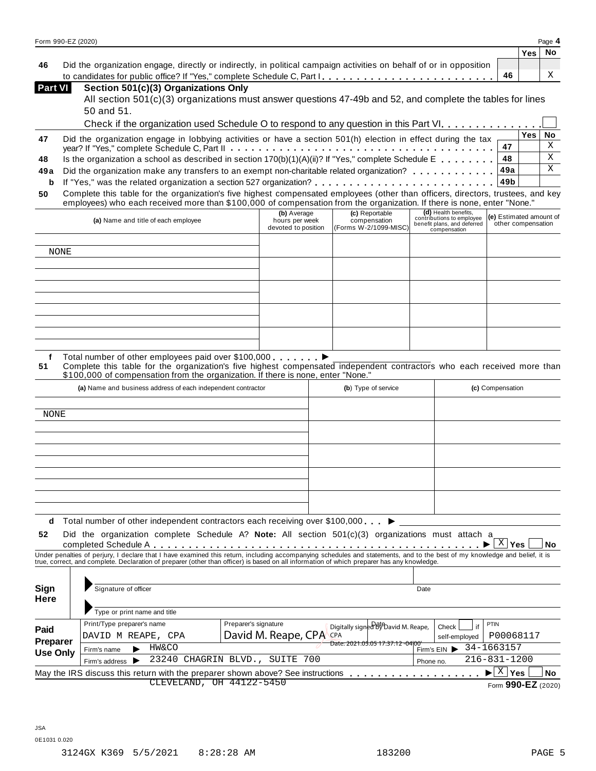Form 990-EZ (2020)

| | | | Yes | No |
|---|---|---|---|---|
| 46 | Did the organization engage, directly or indirectly, in political campaign activities on behalf of or in opposition to candidates for public office? If "Yes," complete Schedule C, Part I | 46 | | X |

## Part VI Section 501(c)(3) Organizations Only

All section 501(c)(3) organizations must answer questions 47-49b and 52, and complete the tables for lines 50 and 51.

Check if the organization used Schedule O to respond to any question in this Part VI. ☐

| | | | Yes | No |
|---|---|---|---|---|
| 47 | Did the organization engage in lobbying activities or have a section 501(h) election in effect during the tax year? If "Yes," complete Schedule C, Part II | 47 | | X |
| 48 | Is the organization a school as described in section 170(b)(1)(A)(ii)? If "Yes," complete Schedule E | 48 | | X |
| 49a | Did the organization make any transfers to an exempt non-charitable related organization? | 49a | | X |
| b | If "Yes," was the related organization a section 527 organization? | 49b | | |

**50** Complete this table for the organization's five highest compensated employees (other than officers, directors, trustees, and key employees) who each received more than $100,000 of compensation from the organization. If there is none, enter "None."

| (a) Name and title of each employee | (b) Average hours per week devoted to position | (c) Reportable compensation (Forms W-2/1099-MISC) | (d) Health benefits, contributions to employee benefit plans, and deferred compensation | (e) Estimated amount of other compensation |
|---|---|---|---|---|
| NONE | | | | |
| | | | | |
| | | | | |
| | | | | |
| | | | | |

**f** Total number of other employees paid over $100,000 ▶

**51** Complete this table for the organization's five highest compensated independent contractors who each received more than $100,000 of compensation from the organization. If there is none, enter "None."

| (a) Name and business address of each independent contractor | (b) Type of service | (c) Compensation |
|---|---|---|
| NONE | | |
| | | |
| | | |
| | | |
| | | |

**d** Total number of other independent contractors each receiving over $100,000 ▶

**52** Did the organization complete Schedule A? **Note:** All section 501(c)(3) organizations must attach a completed Schedule A ▶ ☒ Yes ☐ No

Under penalties of perjury, I declare that I have examined this return, including accompanying schedules and statements, and to the best of my knowledge and belief, it is true, correct, and complete. Declaration of preparer (other than officer) is based on all information of which preparer has any knowledge.

**Sign Here**

Signature of officer — Date

Type or print name and title

**Paid Preparer Use Only**

| Print/Type preparer's name | Preparer's signature | Date | Check ☐ if self-employed | PTIN |
|---|---|---|---|---|
| DAVID M REAPE, CPA | David M. Reape, CPA (Digitally signed by David M. Reape, CPA Date: 2021.05.05 17:37:12 -04'00') | | | P00068117 |

Firm's name ▶ HW&CO — Firm's EIN ▶ 34-1663157

Firm's address ▶ 23240 CHAGRIN BLVD., SUITE 700 CLEVELAND, OH 44122-5450 — Phone no. 216-831-1200

May the IRS discuss this return with the preparer shown above? See instructions ▶ ☒ Yes ☐ No

Form **990-EZ** (2020)

JSA
0E1031 0.020

3124GX K369 5/5/2021 8:28:28 AM 183200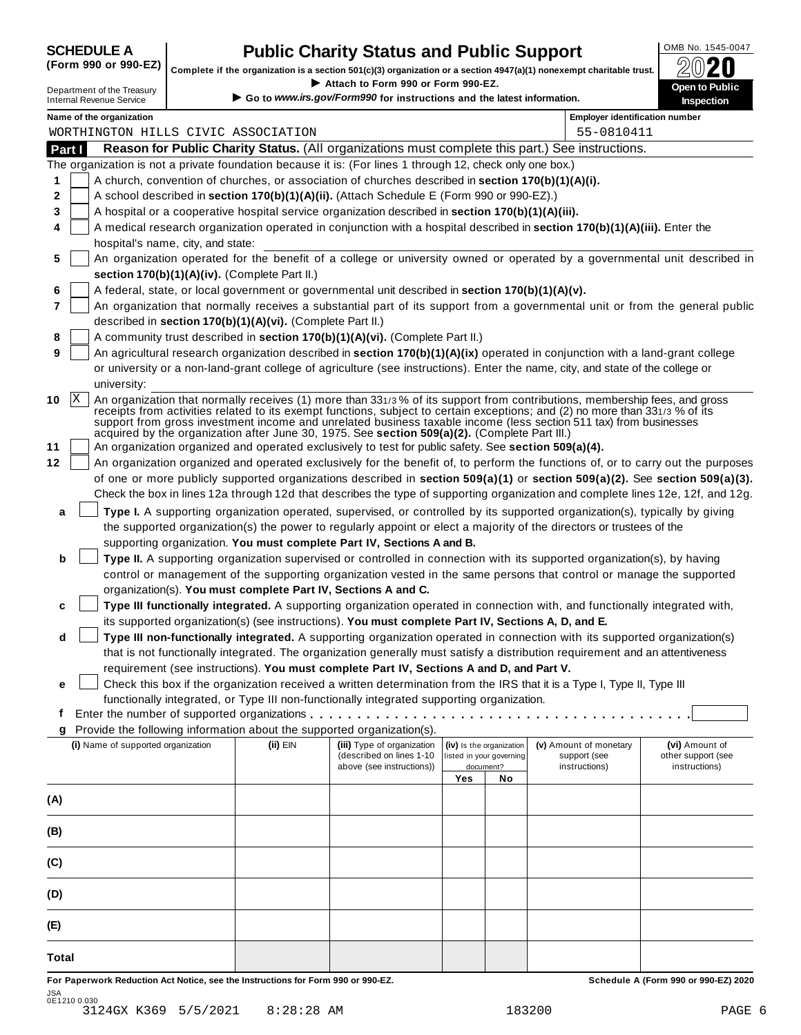**SCHEDULE A (Form 990 or 990-EZ)**

Department of the Treasury
Internal Revenue Service

# Public Charity Status and Public Support

**Complete if the organization is a section 501(c)(3) organization or a section 4947(a)(1) nonexempt charitable trust.**

▶ Attach to Form 990 or Form 990-EZ.

▶ Go to *www.irs.gov/Form990* for instructions and the latest information.

OMB No. 1545-0047

2020

**Open to Public Inspection**

**Name of the organization**
WORTHINGTON HILLS CIVIC ASSOCIATION

**Employer identification number**
55-0810411

## Part I — Reason for Public Charity Status. (All organizations must complete this part.) See instructions.

The organization is not a private foundation because it is: (For lines 1 through 12, check only one box.)

1 [ ] A church, convention of churches, or association of churches described in **section 170(b)(1)(A)(i).**

2 [ ] A school described in **section 170(b)(1)(A)(ii).** (Attach Schedule E (Form 990 or 990-EZ).)

3 [ ] A hospital or a cooperative hospital service organization described in **section 170(b)(1)(A)(iii).**

4 [ ] A medical research organization operated in conjunction with a hospital described in **section 170(b)(1)(A)(iii).** Enter the hospital's name, city, and state:

5 [ ] An organization operated for the benefit of a college or university owned or operated by a governmental unit described in **section 170(b)(1)(A)(iv).** (Complete Part II.)

6 [ ] A federal, state, or local government or governmental unit described in **section 170(b)(1)(A)(v).**

7 [ ] An organization that normally receives a substantial part of its support from a governmental unit or from the general public described in **section 170(b)(1)(A)(vi).** (Complete Part II.)

8 [ ] A community trust described in **section 170(b)(1)(A)(vi).** (Complete Part II.)

9 [ ] An agricultural research organization described in **section 170(b)(1)(A)(ix)** operated in conjunction with a land-grant college or university or a non-land-grant college of agriculture (see instructions). Enter the name, city, and state of the college or university:

10 [X] An organization that normally receives (1) more than 33 1/3 % of its support from contributions, membership fees, and gross receipts from activities related to its exempt functions, subject to certain exceptions; and (2) no more than 33 1/3 % of its support from gross investment income and unrelated business taxable income (less section 511 tax) from businesses acquired by the organization after June 30, 1975. See **section 509(a)(2).** (Complete Part III.)

11 [ ] An organization organized and operated exclusively to test for public safety. See **section 509(a)(4).**

12 [ ] An organization organized and operated exclusively for the benefit of, to perform the functions of, or to carry out the purposes of one or more publicly supported organizations described in **section 509(a)(1)** or **section 509(a)(2).** See **section 509(a)(3).** Check the box in lines 12a through 12d that describes the type of supporting organization and complete lines 12e, 12f, and 12g.

**a** [ ] **Type I.** A supporting organization operated, supervised, or controlled by its supported organization(s), typically by giving the supported organization(s) the power to regularly appoint or elect a majority of the directors or trustees of the supporting organization. **You must complete Part IV, Sections A and B.**

**b** [ ] **Type II.** A supporting organization supervised or controlled in connection with its supported organization(s), by having control or management of the supporting organization vested in the same persons that control or manage the supported organization(s). **You must complete Part IV, Sections A and C.**

**c** [ ] **Type III functionally integrated.** A supporting organization operated in connection with, and functionally integrated with, its supported organization(s) (see instructions). **You must complete Part IV, Sections A, D, and E.**

**d** [ ] **Type III non-functionally integrated.** A supporting organization operated in connection with its supported organization(s) that is not functionally integrated. The organization generally must satisfy a distribution requirement and an attentiveness requirement (see instructions). **You must complete Part IV, Sections A and D, and Part V.**

**e** [ ] Check this box if the organization received a written determination from the IRS that it is a Type I, Type II, Type III functionally integrated, or Type III non-functionally integrated supporting organization.

**f** Enter the number of supported organizations . . . . . . . . . .

**g** Provide the following information about the supported organization(s).

| (i) Name of supported organization | (ii) EIN | (iii) Type of organization (described on lines 1-10 above (see instructions)) | (iv) Is the organization listed in your governing document? Yes | No | (v) Amount of monetary support (see instructions) | (vi) Amount of other support (see instructions) |
|---|---|---|---|---|---|---|
| (A) | | | | | | |
| (B) | | | | | | |
| (C) | | | | | | |
| (D) | | | | | | |
| (E) | | | | | | |
| Total | | | | | | |

**For Paperwork Reduction Act Notice, see the Instructions for Form 990 or 990-EZ.** **Schedule A (Form 990 or 990-EZ) 2020**

JSA
0E1210 0.030
3124GX K369 5/5/2021 8:28:28 AM 183200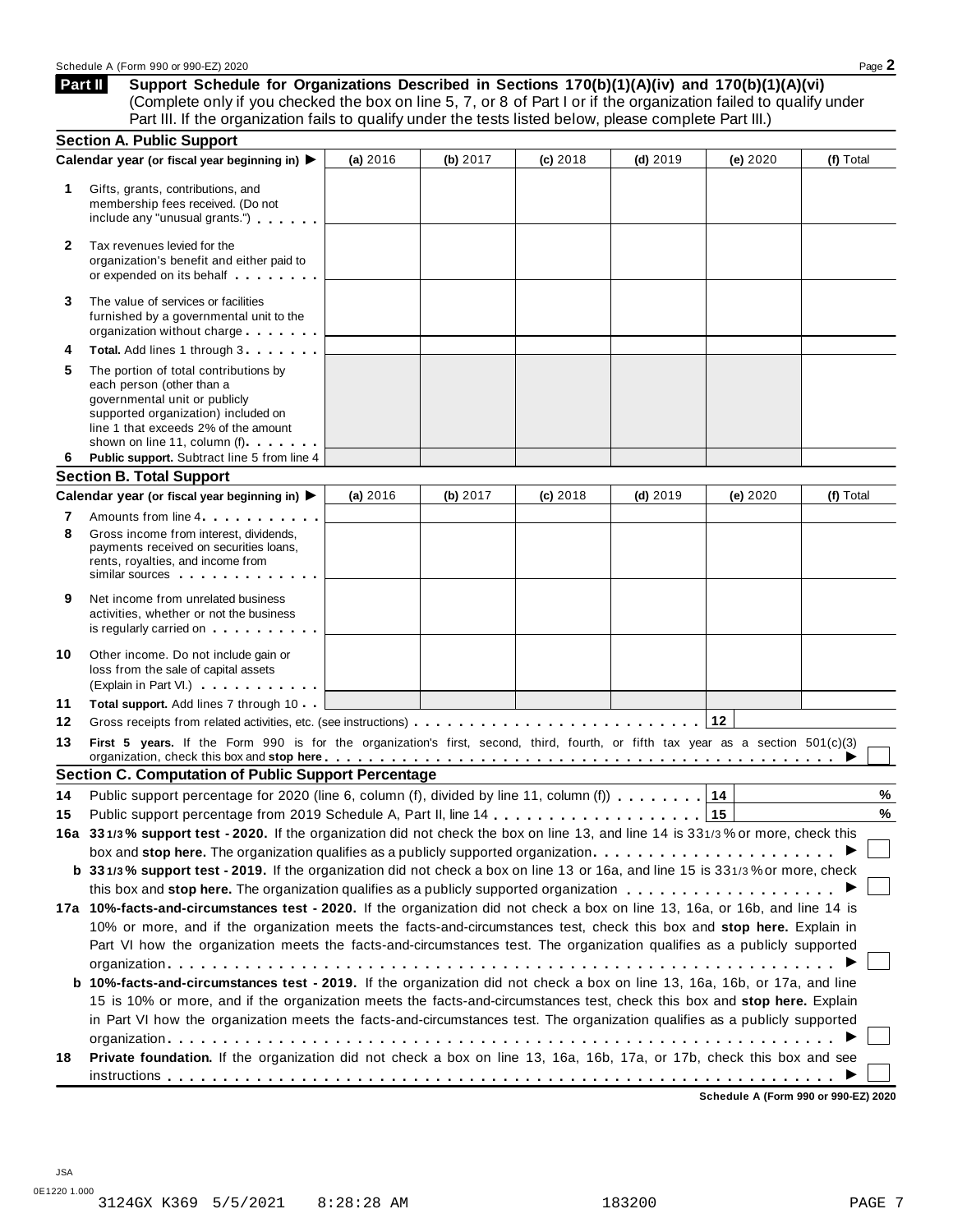## Part II Support Schedule for Organizations Described in Sections 170(b)(1)(A)(iv) and 170(b)(1)(A)(vi)

(Complete only if you checked the box on line 5, 7, or 8 of Part I or if the organization failed to qualify under Part III. If the organization fails to qualify under the tests listed below, please complete Part III.)

### Section A. Public Support

| Calendar year (or fiscal year beginning in) ▶ | (a) 2016 | (b) 2017 | (c) 2018 | (d) 2019 | (e) 2020 | (f) Total |
|---|---|---|---|---|---|---|
| **1** Gifts, grants, contributions, and membership fees received. (Do not include any "unusual grants.") | | | | | | |
| **2** Tax revenues levied for the organization's benefit and either paid to or expended on its behalf | | | | | | |
| **3** The value of services or facilities furnished by a governmental unit to the organization without charge | | | | | | |
| **4** **Total.** Add lines 1 through 3 | | | | | | |
| **5** The portion of total contributions by each person (other than a governmental unit or publicly supported organization) included on line 1 that exceeds 2% of the amount shown on line 11, column (f) | | | | | | |
| **6** **Public support.** Subtract line 5 from line 4 | | | | | | |

### Section B. Total Support

| Calendar year (or fiscal year beginning in) ▶ | (a) 2016 | (b) 2017 | (c) 2018 | (d) 2019 | (e) 2020 | (f) Total |
|---|---|---|---|---|---|---|
| **7** Amounts from line 4 | | | | | | |
| **8** Gross income from interest, dividends, payments received on securities loans, rents, royalties, and income from similar sources | | | | | | |
| **9** Net income from unrelated business activities, whether or not the business is regularly carried on | | | | | | |
| **10** Other income. Do not include gain or loss from the sale of capital assets (Explain in Part VI.) | | | | | | |
| **11** **Total support.** Add lines 7 through 10 | | | | | | |

**12** Gross receipts from related activities, etc. (see instructions) . . . **12**

**13** **First 5 years.** If the Form 990 is for the organization's first, second, third, fourth, or fifth tax year as a section 501(c)(3) organization, check this box and **stop here** ▶ ☐

### Section C. Computation of Public Support Percentage

**14** Public support percentage for 2020 (line 6, column (f), divided by line 11, column (f)) . . . **14** %

**15** Public support percentage from 2019 Schedule A, Part II, line 14 . . . **15** %

**16a** **33 1/3 % support test - 2020.** If the organization did not check the box on line 13, and line 14 is 33 1/3 % or more, check this box and **stop here.** The organization qualifies as a publicly supported organization ▶ ☐

**b** **33 1/3 % support test - 2019.** If the organization did not check a box on line 13 or 16a, and line 15 is 33 1/3 % or more, check this box and **stop here.** The organization qualifies as a publicly supported organization ▶ ☐

**17a** **10%-facts-and-circumstances test - 2020.** If the organization did not check a box on line 13, 16a, or 16b, and line 14 is 10% or more, and if the organization meets the facts-and-circumstances test, check this box and **stop here.** Explain in Part VI how the organization meets the facts-and-circumstances test. The organization qualifies as a publicly supported organization ▶ ☐

**b** **10%-facts-and-circumstances test - 2019.** If the organization did not check a box on line 13, 16a, 16b, or 17a, and line 15 is 10% or more, and if the organization meets the facts-and-circumstances test, check this box and **stop here.** Explain in Part VI how the organization meets the facts-and-circumstances test. The organization qualifies as a publicly supported organization ▶ ☐

**18** **Private foundation.** If the organization did not check a box on line 13, 16a, 16b, 17a, or 17b, check this box and see instructions ▶ ☐

**Schedule A (Form 990 or 990-EZ) 2020**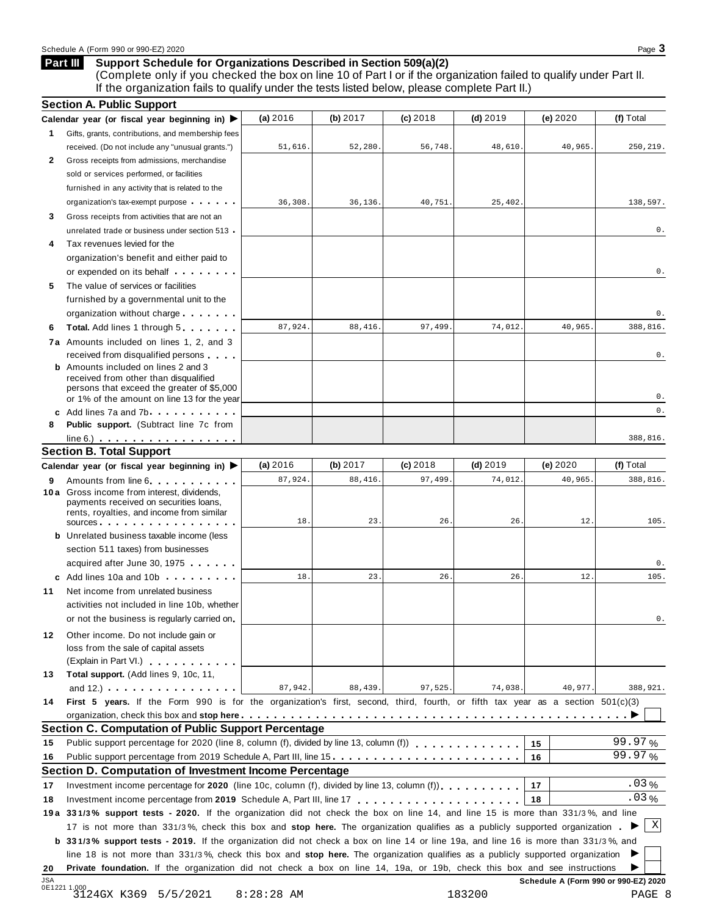## Part III Support Schedule for Organizations Described in Section 509(a)(2)

(Complete only if you checked the box on line 10 of Part I or if the organization failed to qualify under Part II. If the organization fails to qualify under the tests listed below, please complete Part II.)

### Section A. Public Support

| Calendar year (or fiscal year beginning in) ▶ | (a) 2016 | (b) 2017 | (c) 2018 | (d) 2019 | (e) 2020 | (f) Total |
|---|---|---|---|---|---|---|
| **1** Gifts, grants, contributions, and membership fees received. (Do not include any "unusual grants.") | 51,616. | 52,280. | 56,748. | 48,610. | 40,965. | 250,219. |
| **2** Gross receipts from admissions, merchandise sold or services performed, or facilities furnished in any activity that is related to the organization's tax-exempt purpose | 36,308. | 36,136. | 40,751. | 25,402. | | 138,597. |
| **3** Gross receipts from activities that are not an unrelated trade or business under section 513 | | | | | | 0. |
| **4** Tax revenues levied for the organization's benefit and either paid to or expended on its behalf | | | | | | 0. |
| **5** The value of services or facilities furnished by a governmental unit to the organization without charge | | | | | | 0. |
| **6** **Total.** Add lines 1 through 5 | 87,924. | 88,416. | 97,499. | 74,012. | 40,965. | 388,816. |
| **7a** Amounts included on lines 1, 2, and 3 received from disqualified persons | | | | | | 0. |
| **b** Amounts included on lines 2 and 3 received from other than disqualified persons that exceed the greater of $5,000 or 1% of the amount on line 13 for the year | | | | | | 0. |
| **c** Add lines 7a and 7b | | | | | | 0. |
| **8** **Public support.** (Subtract line 7c from line 6.) | | | | | | 388,816. |

### Section B. Total Support

| Calendar year (or fiscal year beginning in) ▶ | (a) 2016 | (b) 2017 | (c) 2018 | (d) 2019 | (e) 2020 | (f) Total |
|---|---|---|---|---|---|---|
| **9** Amounts from line 6 | 87,924. | 88,416. | 97,499. | 74,012. | 40,965. | 388,816. |
| **10a** Gross income from interest, dividends, payments received on securities loans, rents, royalties, and income from similar sources | 18. | 23. | 26. | 26. | 12. | 105. |
| **b** Unrelated business taxable income (less section 511 taxes) from businesses acquired after June 30, 1975 | | | | | | 0. |
| **c** Add lines 10a and 10b | 18. | 23. | 26. | 26. | 12. | 105. |
| **11** Net income from unrelated business activities not included in line 10b, whether or not the business is regularly carried on | | | | | | 0. |
| **12** Other income. Do not include gain or loss from the sale of capital assets (Explain in Part VI.) | | | | | | |
| **13** **Total support.** (Add lines 9, 10c, 11, and 12.) | 87,942. | 88,439. | 97,525. | 74,038. | 40,977. | 388,921. |

**14** **First 5 years.** If the Form 990 is for the organization's first, second, third, fourth, or fifth tax year as a section 501(c)(3) organization, check this box and **stop here** ▶ ☐

### Section C. Computation of Public Support Percentage

| | | | |
|---|---|---|---|
| **15** | Public support percentage for 2020 (line 8, column (f), divided by line 13, column (f)) | 15 | 99.97 % |
| **16** | Public support percentage from 2019 Schedule A, Part III, line 15 | 16 | 99.97 % |

### Section D. Computation of Investment Income Percentage

| | | | |
|---|---|---|---|
| **17** | Investment income percentage for **2020** (line 10c, column (f), divided by line 13, column (f)) | 17 | .03 % |
| **18** | Investment income percentage from **2019** Schedule A, Part III, line 17 | 18 | .03 % |

**19a** **33 1/3% support tests - 2020.** If the organization did not check the box on line 14, and line 15 is more than 33 1/3%, and line 17 is not more than 33 1/3%, check this box and **stop here.** The organization qualifies as a publicly supported organization ▶ ☒

**b** **33 1/3% support tests - 2019.** If the organization did not check a box on line 14 or line 19a, and line 16 is more than 33 1/3%, and line 18 is not more than 33 1/3%, check this box and **stop here.** The organization qualifies as a publicly supported organization ▶ ☐

**20** **Private foundation.** If the organization did not check a box on line 14, 19a, or 19b, check this box and see instructions ▶ ☐

Schedule A (Form 990 or 990-EZ) 2020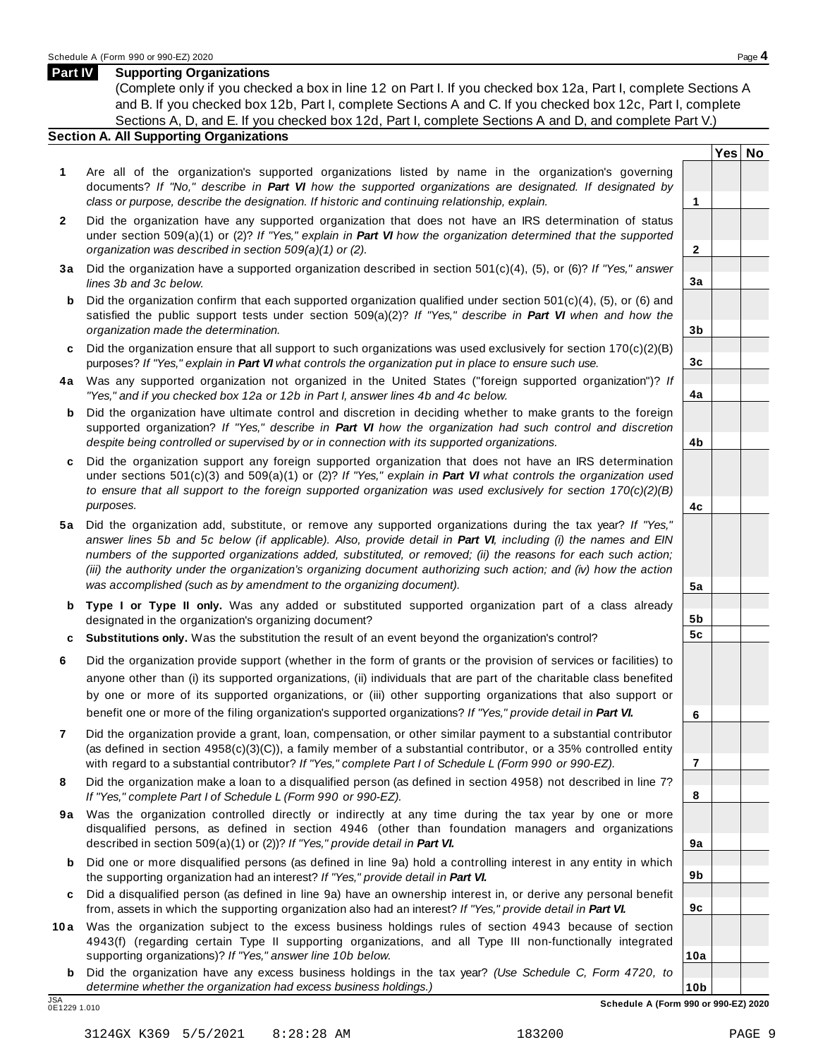## Part IV Supporting Organizations

(Complete only if you checked a box in line 12 on Part I. If you checked box 12a, Part I, complete Sections A and B. If you checked box 12b, Part I, complete Sections A and C. If you checked box 12c, Part I, complete Sections A, D, and E. If you checked box 12d, Part I, complete Sections A and D, and complete Part V.)

### Section A. All Supporting Organizations

| | | | Yes | No |
|---|---|---|---|---|
| **1** | Are all of the organization's supported organizations listed by name in the organization's governing documents? *If "No," describe in **Part VI** how the supported organizations are designated. If designated by class or purpose, describe the designation. If historic and continuing relationship, explain.* | 1 | | |
| **2** | Did the organization have any supported organization that does not have an IRS determination of status under section 509(a)(1) or (2)? *If "Yes," explain in **Part VI** how the organization determined that the supported organization was described in section 509(a)(1) or (2).* | 2 | | |
| **3a** | Did the organization have a supported organization described in section 501(c)(4), (5), or (6)? *If "Yes," answer lines 3b and 3c below.* | 3a | | |
| **b** | Did the organization confirm that each supported organization qualified under section 501(c)(4), (5), or (6) and satisfied the public support tests under section 509(a)(2)? *If "Yes," describe in **Part VI** when and how the organization made the determination.* | 3b | | |
| **c** | Did the organization ensure that all support to such organizations was used exclusively for section 170(c)(2)(B) purposes? *If "Yes," explain in **Part VI** what controls the organization put in place to ensure such use.* | 3c | | |
| **4a** | Was any supported organization not organized in the United States ("foreign supported organization")? *If "Yes," and if you checked box 12a or 12b in Part I, answer lines 4b and 4c below.* | 4a | | |
| **b** | Did the organization have ultimate control and discretion in deciding whether to make grants to the foreign supported organization? *If "Yes," describe in **Part VI** how the organization had such control and discretion despite being controlled or supervised by or in connection with its supported organizations.* | 4b | | |
| **c** | Did the organization support any foreign supported organization that does not have an IRS determination under sections 501(c)(3) and 509(a)(1) or (2)? *If "Yes," explain in **Part VI** what controls the organization used to ensure that all support to the foreign supported organization was used exclusively for section 170(c)(2)(B) purposes.* | 4c | | |
| **5a** | Did the organization add, substitute, or remove any supported organizations during the tax year? *If "Yes," answer lines 5b and 5c below (if applicable). Also, provide detail in **Part VI**, including (i) the names and EIN numbers of the supported organizations added, substituted, or removed; (ii) the reasons for each such action; (iii) the authority under the organization's organizing document authorizing such action; and (iv) how the action was accomplished (such as by amendment to the organizing document).* | 5a | | |
| **b** | **Type I or Type II only.** Was any added or substituted supported organization part of a class already designated in the organization's organizing document? | 5b | | |
| **c** | **Substitutions only.** Was the substitution the result of an event beyond the organization's control? | 5c | | |
| **6** | Did the organization provide support (whether in the form of grants or the provision of services or facilities) to anyone other than (i) its supported organizations, (ii) individuals that are part of the charitable class benefited by one or more of its supported organizations, or (iii) other supporting organizations that also support or benefit one or more of the filing organization's supported organizations? *If "Yes," provide detail in **Part VI.*** | 6 | | |
| **7** | Did the organization provide a grant, loan, compensation, or other similar payment to a substantial contributor (as defined in section 4958(c)(3)(C)), a family member of a substantial contributor, or a 35% controlled entity with regard to a substantial contributor? *If "Yes," complete Part I of Schedule L (Form 990 or 990-EZ).* | 7 | | |
| **8** | Did the organization make a loan to a disqualified person (as defined in section 4958) not described in line 7? *If "Yes," complete Part I of Schedule L (Form 990 or 990-EZ).* | 8 | | |
| **9a** | Was the organization controlled directly or indirectly at any time during the tax year by one or more disqualified persons, as defined in section 4946 (other than foundation managers and organizations described in section 509(a)(1) or (2))? *If "Yes," provide detail in **Part VI.*** | 9a | | |
| **b** | Did one or more disqualified persons (as defined in line 9a) hold a controlling interest in any entity in which the supporting organization had an interest? *If "Yes," provide detail in **Part VI.*** | 9b | | |
| **c** | Did a disqualified person (as defined in line 9a) have an ownership interest in, or derive any personal benefit from, assets in which the supporting organization also had an interest? *If "Yes," provide detail in **Part VI.*** | 9c | | |
| **10a** | Was the organization subject to the excess business holdings rules of section 4943 because of section 4943(f) (regarding certain Type II supporting organizations, and all Type III non-functionally integrated supporting organizations)? *If "Yes," answer line 10b below.* | 10a | | |
| **b** | Did the organization have any excess business holdings in the tax year? *(Use Schedule C, Form 4720, to determine whether the organization had excess business holdings.)* | 10b | | |

3124GX K369 5/5/2021 8:28:28 AM 183200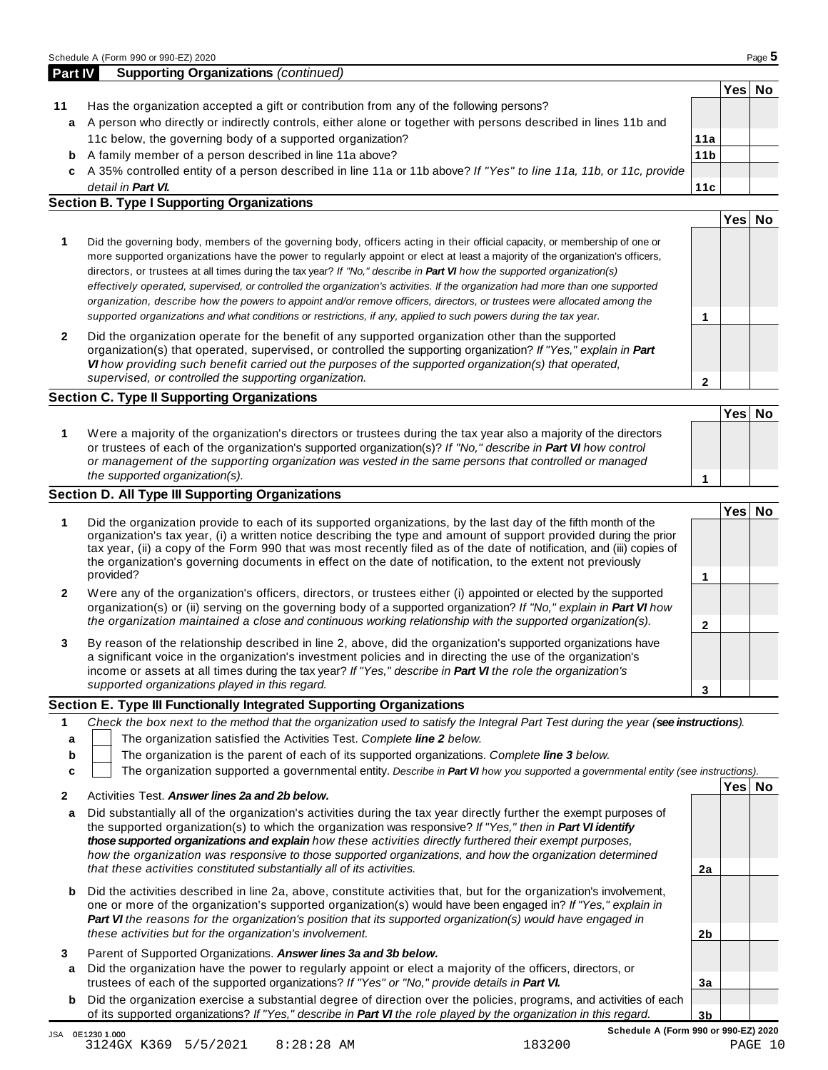## Part IV Supporting Organizations *(continued)*

| | | | Yes | No |
|---|---|---|---|---|
| **11** | Has the organization accepted a gift or contribution from any of the following persons? | | | |
| **a** | A person who directly or indirectly controls, either alone or together with persons described in lines 11b and 11c below, the governing body of a supported organization? | **11a** | | |
| **b** | A family member of a person described in line 11a above? | **11b** | | |
| **c** | A 35% controlled entity of a person described in line 11a or 11b above? *If "Yes" to line 11a, 11b, or 11c, provide detail in* ***Part VI.*** | **11c** | | |

### Section B. Type I Supporting Organizations

| | | | Yes | No |
|---|---|---|---|---|
| **1** | Did the governing body, members of the governing body, officers acting in their official capacity, or membership of one or more supported organizations have the power to regularly appoint or elect at least a majority of the organization's officers, directors, or trustees at all times during the tax year? *If "No," describe in* ***Part VI*** *how the supported organization(s) effectively operated, supervised, or controlled the organization's activities. If the organization had more than one supported organization, describe how the powers to appoint and/or remove officers, directors, or trustees were allocated among the supported organizations and what conditions or restrictions, if any, applied to such powers during the tax year.* | **1** | | |
| **2** | Did the organization operate for the benefit of any supported organization other than the supported organization(s) that operated, supervised, or controlled the supporting organization? *If "Yes," explain in* ***Part VI*** *how providing such benefit carried out the purposes of the supported organization(s) that operated, supervised, or controlled the supporting organization.* | **2** | | |

### Section C. Type II Supporting Organizations

| | | | Yes | No |
|---|---|---|---|---|
| **1** | Were a majority of the organization's directors or trustees during the tax year also a majority of the directors or trustees of each of the organization's supported organization(s)? *If "No," describe in* ***Part VI*** *how control or management of the supporting organization was vested in the same persons that controlled or managed the supported organization(s).* | **1** | | |

### Section D. All Type III Supporting Organizations

| | | | Yes | No |
|---|---|---|---|---|
| **1** | Did the organization provide to each of its supported organizations, by the last day of the fifth month of the organization's tax year, (i) a written notice describing the type and amount of support provided during the prior tax year, (ii) a copy of the Form 990 that was most recently filed as of the date of notification, and (iii) copies of the organization's governing documents in effect on the date of notification, to the extent not previously provided? | **1** | | |
| **2** | Were any of the organization's officers, directors, or trustees either (i) appointed or elected by the supported organization(s) or (ii) serving on the governing body of a supported organization? *If "No," explain in* ***Part VI*** *how the organization maintained a close and continuous working relationship with the supported organization(s).* | **2** | | |
| **3** | By reason of the relationship described in line 2, above, did the organization's supported organizations have a significant voice in the organization's investment policies and in directing the use of the organization's income or assets at all times during the tax year? *If "Yes," describe in* ***Part VI*** *the role the organization's supported organizations played in this regard.* | **3** | | |

### Section E. Type III Functionally Integrated Supporting Organizations

**1** *Check the box next to the method that the organization used to satisfy the Integral Part Test during the year (****see instructions****).*

- **a** ☐ The organization satisfied the Activities Test. *Complete* ***line 2*** *below.*
- **b** ☐ The organization is the parent of each of its supported organizations. *Complete* ***line 3*** *below.*
- **c** ☐ The organization supported a governmental entity. *Describe in* ***Part VI*** *how you supported a governmental entity (see instructions).*

| | | | Yes | No |
|---|---|---|---|---|
| **2** | Activities Test. ***Answer lines 2a and 2b below.*** | | | |
| **a** | Did substantially all of the organization's activities during the tax year directly further the exempt purposes of the supported organization(s) to which the organization was responsive? *If "Yes," then in* ***Part VI identify those supported organizations and explain*** *how these activities directly furthered their exempt purposes, how the organization was responsive to those supported organizations, and how the organization determined that these activities constituted substantially all of its activities.* | **2a** | | |
| **b** | Did the activities described in line 2a, above, constitute activities that, but for the organization's involvement, one or more of the organization's supported organization(s) would have been engaged in? *If "Yes," explain in* ***Part VI*** *the reasons for the organization's position that its supported organization(s) would have engaged in these activities but for the organization's involvement.* | **2b** | | |
| **3** | Parent of Supported Organizations. ***Answer lines 3a and 3b below.*** | | | |
| **a** | Did the organization have the power to regularly appoint or elect a majority of the officers, directors, or trustees of each of the supported organizations? *If "Yes" or "No," provide details in* ***Part VI.*** | **3a** | | |
| **b** | Did the organization exercise a substantial degree of direction over the policies, programs, and activities of each of its supported organizations? *If "Yes," describe in* ***Part VI*** *the role played by the organization in this regard.* | **3b** | | |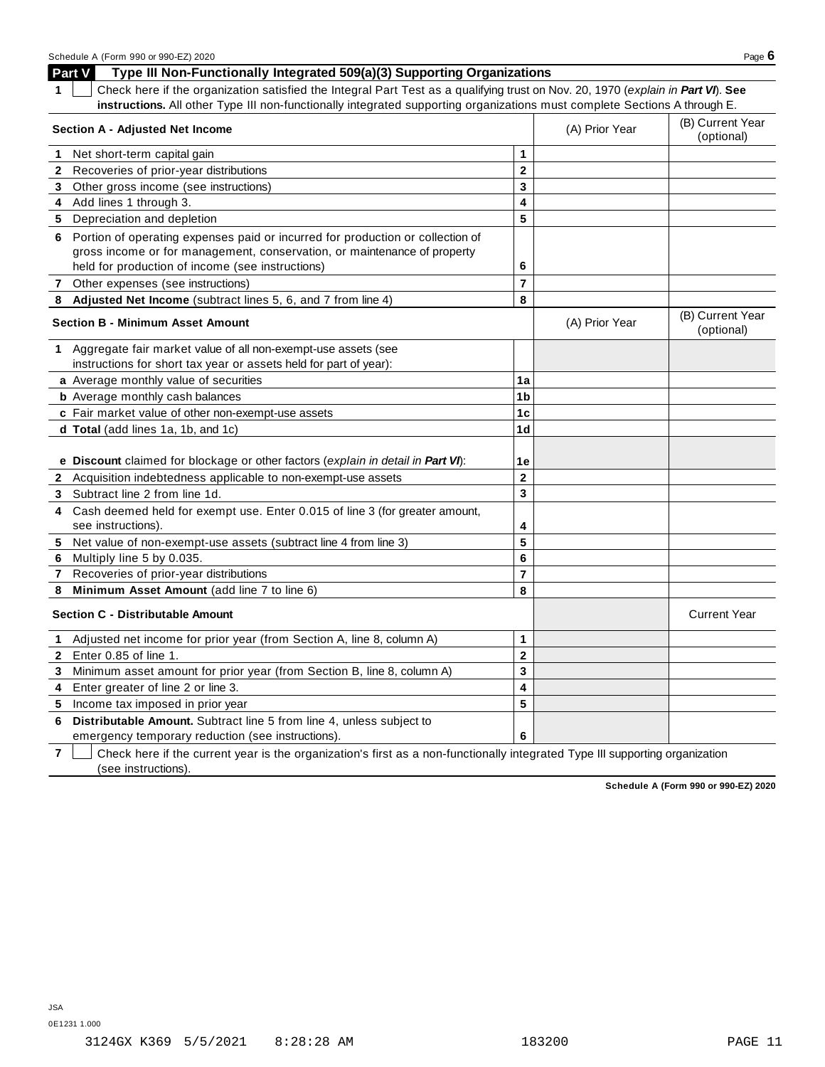## Part V Type III Non-Functionally Integrated 509(a)(3) Supporting Organizations

**1** ☐ Check here if the organization satisfied the Integral Part Test as a qualifying trust on Nov. 20, 1970 (*explain in* ***Part VI***). **See instructions.** All other Type III non-functionally integrated supporting organizations must complete Sections A through E.

| **Section A - Adjusted Net Income** | | (A) Prior Year | (B) Current Year (optional) |
|---|---|---|---|
| **1** Net short-term capital gain | 1 | | |
| **2** Recoveries of prior-year distributions | 2 | | |
| **3** Other gross income (see instructions) | 3 | | |
| **4** Add lines 1 through 3. | 4 | | |
| **5** Depreciation and depletion | 5 | | |
| **6** Portion of operating expenses paid or incurred for production or collection of gross income or for management, conservation, or maintenance of property held for production of income (see instructions) | 6 | | |
| **7** Other expenses (see instructions) | 7 | | |
| **8** **Adjusted Net Income** (subtract lines 5, 6, and 7 from line 4) | 8 | | |

| **Section B - Minimum Asset Amount** | | (A) Prior Year | (B) Current Year (optional) |
|---|---|---|---|
| **1** Aggregate fair market value of all non-exempt-use assets (see instructions for short tax year or assets held for part of year): | | | |
| **a** Average monthly value of securities | 1a | | |
| **b** Average monthly cash balances | 1b | | |
| **c** Fair market value of other non-exempt-use assets | 1c | | |
| **d** **Total** (add lines 1a, 1b, and 1c) | 1d | | |
| **e** **Discount** claimed for blockage or other factors (*explain in detail in* ***Part VI***): | 1e | | |
| **2** Acquisition indebtedness applicable to non-exempt-use assets | 2 | | |
| **3** Subtract line 2 from line 1d. | 3 | | |
| **4** Cash deemed held for exempt use. Enter 0.015 of line 3 (for greater amount, see instructions). | 4 | | |
| **5** Net value of non-exempt-use assets (subtract line 4 from line 3) | 5 | | |
| **6** Multiply line 5 by 0.035. | 6 | | |
| **7** Recoveries of prior-year distributions | 7 | | |
| **8** **Minimum Asset Amount** (add line 7 to line 6) | 8 | | |

| **Section C - Distributable Amount** | | | Current Year |
|---|---|---|---|
| **1** Adjusted net income for prior year (from Section A, line 8, column A) | 1 | | |
| **2** Enter 0.85 of line 1. | 2 | | |
| **3** Minimum asset amount for prior year (from Section B, line 8, column A) | 3 | | |
| **4** Enter greater of line 2 or line 3. | 4 | | |
| **5** Income tax imposed in prior year | 5 | | |
| **6** **Distributable Amount.** Subtract line 5 from line 4, unless subject to emergency temporary reduction (see instructions). | 6 | | |

**7** ☐ Check here if the current year is the organization's first as a non-functionally integrated Type III supporting organization (see instructions).

JSA
0E1231 1.000
3124GX K369 5/5/2021 8:28:28 AM 183200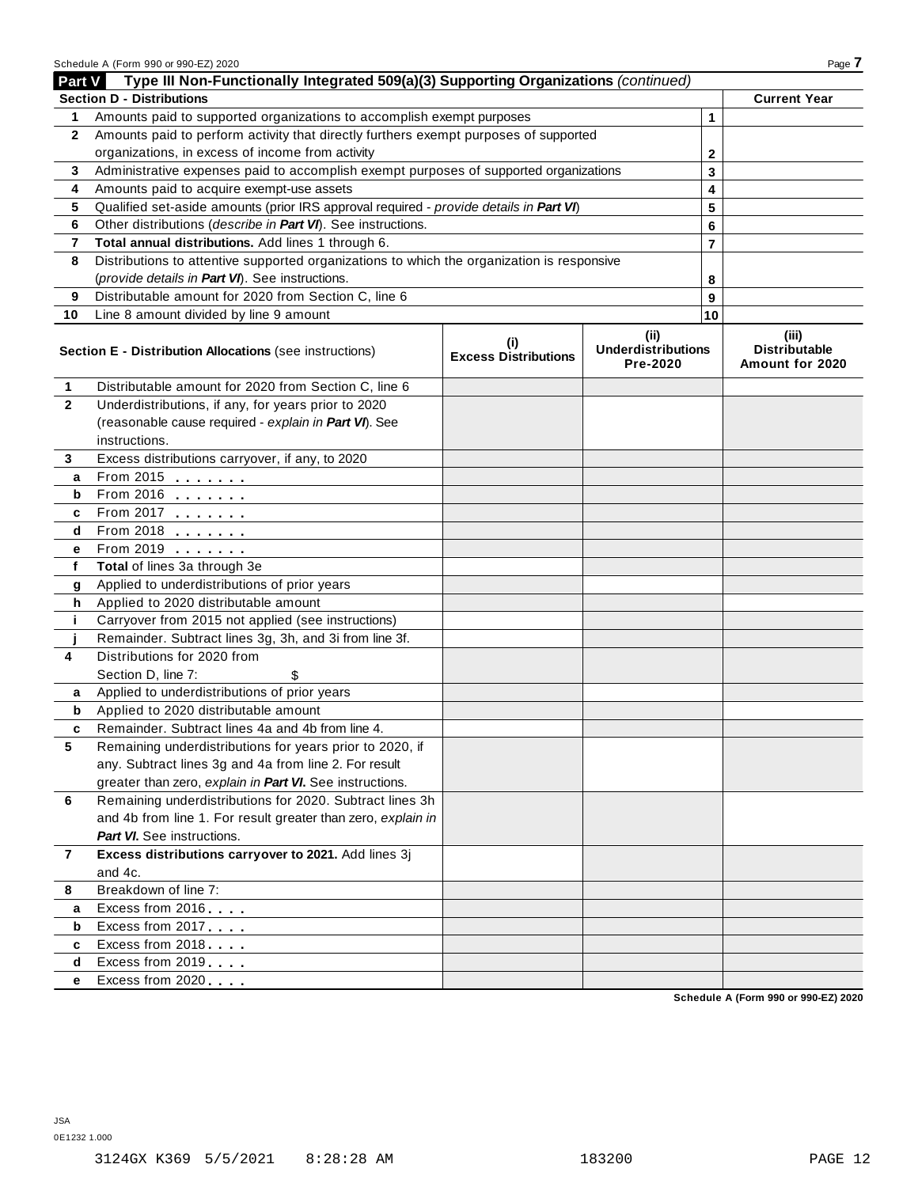## Part V Type III Non-Functionally Integrated 509(a)(3) Supporting Organizations *(continued)*

| Section D - Distributions | | | Current Year |
|---|---|---|---|
| 1 | Amounts paid to supported organizations to accomplish exempt purposes | 1 | |
| 2 | Amounts paid to perform activity that directly furthers exempt purposes of supported organizations, in excess of income from activity | 2 | |
| 3 | Administrative expenses paid to accomplish exempt purposes of supported organizations | 3 | |
| 4 | Amounts paid to acquire exempt-use assets | 4 | |
| 5 | Qualified set-aside amounts (prior IRS approval required - *provide details in **Part VI***) | 5 | |
| 6 | Other distributions (*describe in **Part VI***). See instructions. | 6 | |
| 7 | **Total annual distributions.** Add lines 1 through 6. | 7 | |
| 8 | Distributions to attentive supported organizations to which the organization is responsive (*provide details in **Part VI***). See instructions. | 8 | |
| 9 | Distributable amount for 2020 from Section C, line 6 | 9 | |
| 10 | Line 8 amount divided by line 9 amount | 10 | |

| | **Section E - Distribution Allocations** (see instructions) | (i) Excess Distributions | (ii) Underdistributions Pre-2020 | (iii) Distributable Amount for 2020 |
|---|---|---|---|---|
| 1 | Distributable amount for 2020 from Section C, line 6 | | | |
| 2 | Underdistributions, if any, for years prior to 2020 (reasonable cause required - *explain in **Part VI***). See instructions. | | | |
| 3 | Excess distributions carryover, if any, to 2020 | | | |
| a | From 2015 | | | |
| b | From 2016 | | | |
| c | From 2017 | | | |
| d | From 2018 | | | |
| e | From 2019 | | | |
| f | **Total** of lines 3a through 3e | | | |
| g | Applied to underdistributions of prior years | | | |
| h | Applied to 2020 distributable amount | | | |
| i | Carryover from 2015 not applied (see instructions) | | | |
| j | Remainder. Subtract lines 3g, 3h, and 3i from line 3f. | | | |
| 4 | Distributions for 2020 from Section D, line 7: $ | | | |
| a | Applied to underdistributions of prior years | | | |
| b | Applied to 2020 distributable amount | | | |
| c | Remainder. Subtract lines 4a and 4b from line 4. | | | |
| 5 | Remaining underdistributions for years prior to 2020, if any. Subtract lines 3g and 4a from line 2. For result greater than zero, *explain in **Part VI***. See instructions. | | | |
| 6 | Remaining underdistributions for 2020. Subtract lines 3h and 4b from line 1. For result greater than zero, *explain in **Part VI***. See instructions. | | | |
| 7 | **Excess distributions carryover to 2021.** Add lines 3j and 4c. | | | |
| 8 | Breakdown of line 7: | | | |
| a | Excess from 2016 | | | |
| b | Excess from 2017 | | | |
| c | Excess from 2018 | | | |
| d | Excess from 2019 | | | |
| e | Excess from 2020 | | | |

Schedule A (Form 990 or 990-EZ) 2020

JSA
0E1232 1.000

3124GX K369 5/5/2021 8:28:28 AM 183200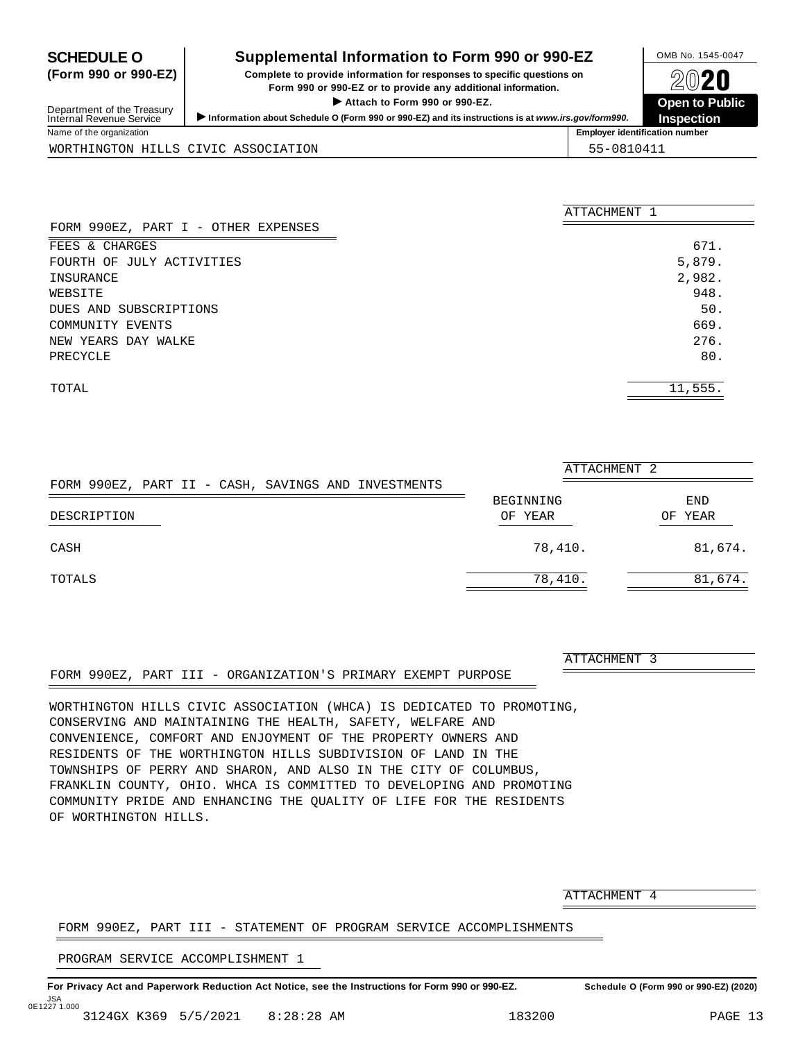**SCHEDULE O**
**(Form 990 or 990-EZ)**

Department of the Treasury
Internal Revenue Service

# Supplemental Information to Form 990 or 990-EZ

**Complete to provide information for responses to specific questions on Form 990 or 990-EZ or to provide any additional information.**

▶ **Attach to Form 990 or 990-EZ.**

▶ **Information about Schedule O (Form 990 or 990-EZ) and its instructions is at** ***www.irs.gov/form990.***

OMB No. 1545-0047

**2020**

**Open to Public Inspection**

Name of the organization: WORTHINGTON HILLS CIVIC ASSOCIATION

Employer identification number: 55-0810411

ATTACHMENT 1

FORM 990EZ, PART I - OTHER EXPENSES

| | |
|---|---|
| FEES & CHARGES | 671. |
| FOURTH OF JULY ACTIVITIES | 5,879. |
| INSURANCE | 2,982. |
| WEBSITE | 948. |
| DUES AND SUBSCRIPTIONS | 50. |
| COMMUNITY EVENTS | 669. |
| NEW YEARS DAY WALKE | 276. |
| PRECYCLE | 80. |
| TOTAL | 11,555. |

ATTACHMENT 2

FORM 990EZ, PART II - CASH, SAVINGS AND INVESTMENTS

| DESCRIPTION | BEGINNING OF YEAR | END OF YEAR |
|---|---|---|
| CASH | 78,410. | 81,674. |
| TOTALS | 78,410. | 81,674. |

ATTACHMENT 3

FORM 990EZ, PART III - ORGANIZATION'S PRIMARY EXEMPT PURPOSE

WORTHINGTON HILLS CIVIC ASSOCIATION (WHCA) IS DEDICATED TO PROMOTING, CONSERVING AND MAINTAINING THE HEALTH, SAFETY, WELFARE AND CONVENIENCE, COMFORT AND ENJOYMENT OF THE PROPERTY OWNERS AND RESIDENTS OF THE WORTHINGTON HILLS SUBDIVISION OF LAND IN THE TOWNSHIPS OF PERRY AND SHARON, AND ALSO IN THE CITY OF COLUMBUS, FRANKLIN COUNTY, OHIO. WHCA IS COMMITTED TO DEVELOPING AND PROMOTING COMMUNITY PRIDE AND ENHANCING THE QUALITY OF LIFE FOR THE RESIDENTS OF WORTHINGTON HILLS.

ATTACHMENT 4

FORM 990EZ, PART III - STATEMENT OF PROGRAM SERVICE ACCOMPLISHMENTS

PROGRAM SERVICE ACCOMPLISHMENT 1

**For Privacy Act and Paperwork Reduction Act Notice, see the Instructions for Form 990 or 990-EZ.** **Schedule O (Form 990 or 990-EZ) (2020)**

JSA 0E1227 1.000

3124GX K369 5/5/2021 8:28:28 AM 183200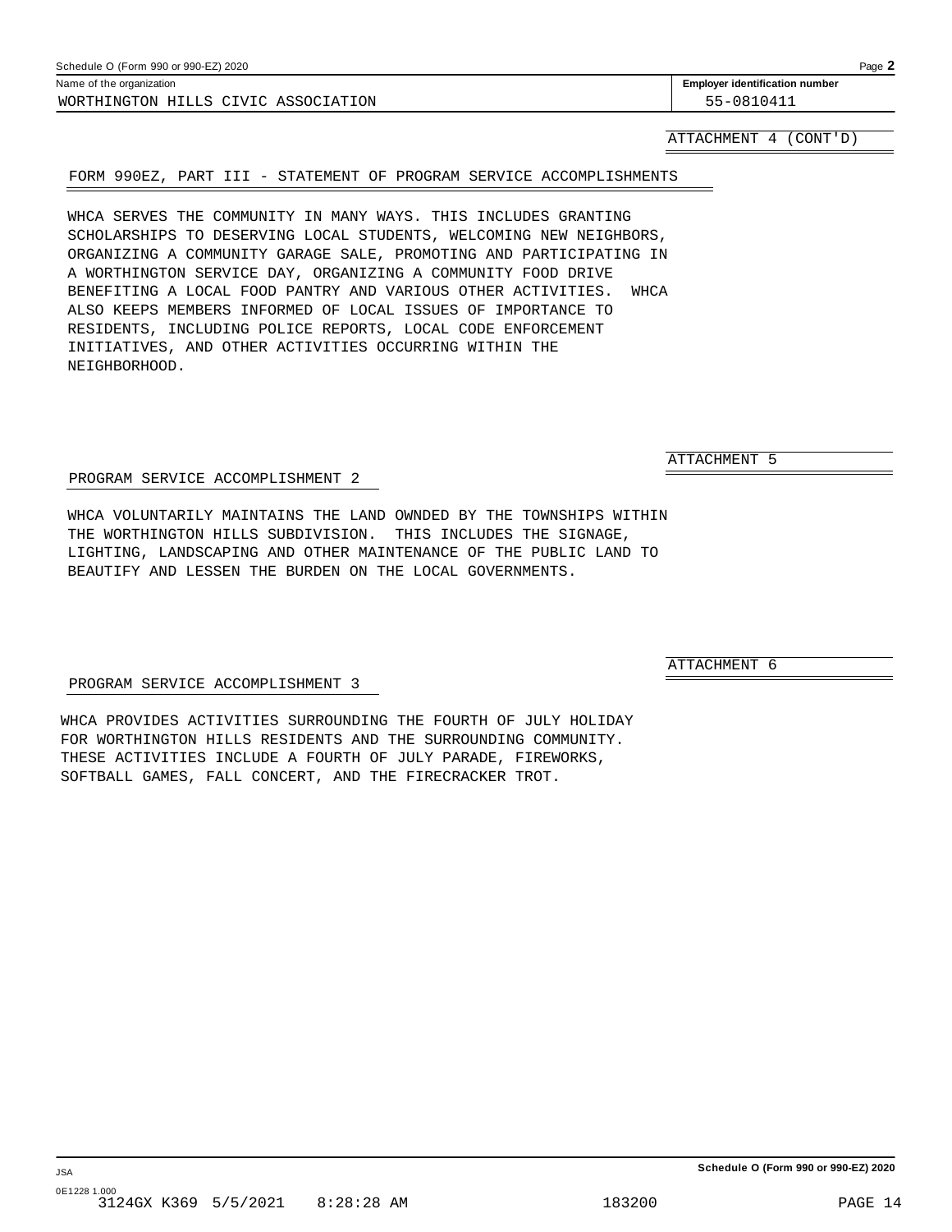Name of the organization: WORTHINGTON HILLS CIVIC ASSOCIATION

Employer identification number: 55-0810411

ATTACHMENT 4 (CONT'D)

FORM 990EZ, PART III - STATEMENT OF PROGRAM SERVICE ACCOMPLISHMENTS

WHCA SERVES THE COMMUNITY IN MANY WAYS. THIS INCLUDES GRANTING SCHOLARSHIPS TO DESERVING LOCAL STUDENTS, WELCOMING NEW NEIGHBORS, ORGANIZING A COMMUNITY GARAGE SALE, PROMOTING AND PARTICIPATING IN A WORTHINGTON SERVICE DAY, ORGANIZING A COMMUNITY FOOD DRIVE BENEFITING A LOCAL FOOD PANTRY AND VARIOUS OTHER ACTIVITIES. WHCA ALSO KEEPS MEMBERS INFORMED OF LOCAL ISSUES OF IMPORTANCE TO RESIDENTS, INCLUDING POLICE REPORTS, LOCAL CODE ENFORCEMENT INITIATIVES, AND OTHER ACTIVITIES OCCURRING WITHIN THE NEIGHBORHOOD.

ATTACHMENT 5

PROGRAM SERVICE ACCOMPLISHMENT 2

WHCA VOLUNTARILY MAINTAINS THE LAND OWNDED BY THE TOWNSHIPS WITHIN THE WORTHINGTON HILLS SUBDIVISION. THIS INCLUDES THE SIGNAGE, LIGHTING, LANDSCAPING AND OTHER MAINTENANCE OF THE PUBLIC LAND TO BEAUTIFY AND LESSEN THE BURDEN ON THE LOCAL GOVERNMENTS.

ATTACHMENT 6

PROGRAM SERVICE ACCOMPLISHMENT 3

WHCA PROVIDES ACTIVITIES SURROUNDING THE FOURTH OF JULY HOLIDAY FOR WORTHINGTON HILLS RESIDENTS AND THE SURROUNDING COMMUNITY. THESE ACTIVITIES INCLUDE A FOURTH OF JULY PARADE, FIREWORKS, SOFTBALL GAMES, FALL CONCERT, AND THE FIRECRACKER TROT.